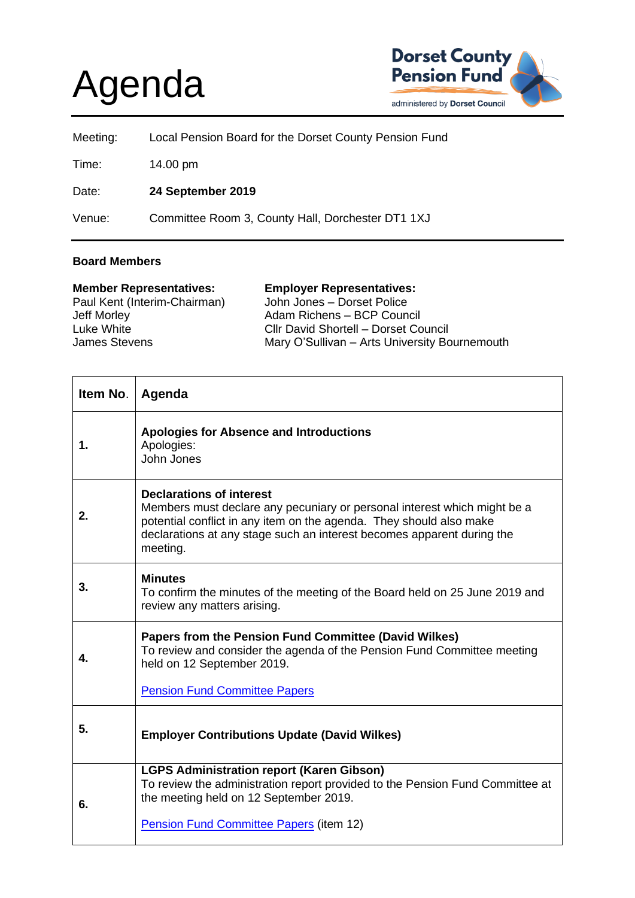# Agenda

Dorset County Pension Fund

administered by **Dorset Council**

| | |
|---|---|
| Meeting: | Local Pension Board for the Dorset County Pension Fund |
| Time: | 14.00 pm |
| Date: | **24 September 2019** |
| Venue: | Committee Room 3, County Hall, Dorchester DT1 1XJ |

**Board Members**

**Member Representatives:**
Paul Kent (Interim-Chairman)
Jeff Morley
Luke White
James Stevens

**Employer Representatives:**
John Jones – Dorset Police
Adam Richens – BCP Council
Cllr David Shortell – Dorset Council
Mary O'Sullivan – Arts University Bournemouth

| Item No. | Agenda |
|---|---|
| **1.** | **Apologies for Absence and Introductions**<br>Apologies:<br>John Jones |
| **2.** | **Declarations of interest**<br>Members must declare any pecuniary or personal interest which might be a potential conflict in any item on the agenda. They should also make declarations at any stage such an interest becomes apparent during the meeting. |
| **3.** | **Minutes**<br>To confirm the minutes of the meeting of the Board held on 25 June 2019 and review any matters arising. |
| **4.** | **Papers from the Pension Fund Committee (David Wilkes)**<br>To review and consider the agenda of the Pension Fund Committee meeting held on 12 September 2019.<br><br>Pension Fund Committee Papers |
| **5.** | **Employer Contributions Update (David Wilkes)** |
| **6.** | **LGPS Administration report (Karen Gibson)**<br>To review the administration report provided to the Pension Fund Committee at the meeting held on 12 September 2019.<br><br>Pension Fund Committee Papers (item 12) |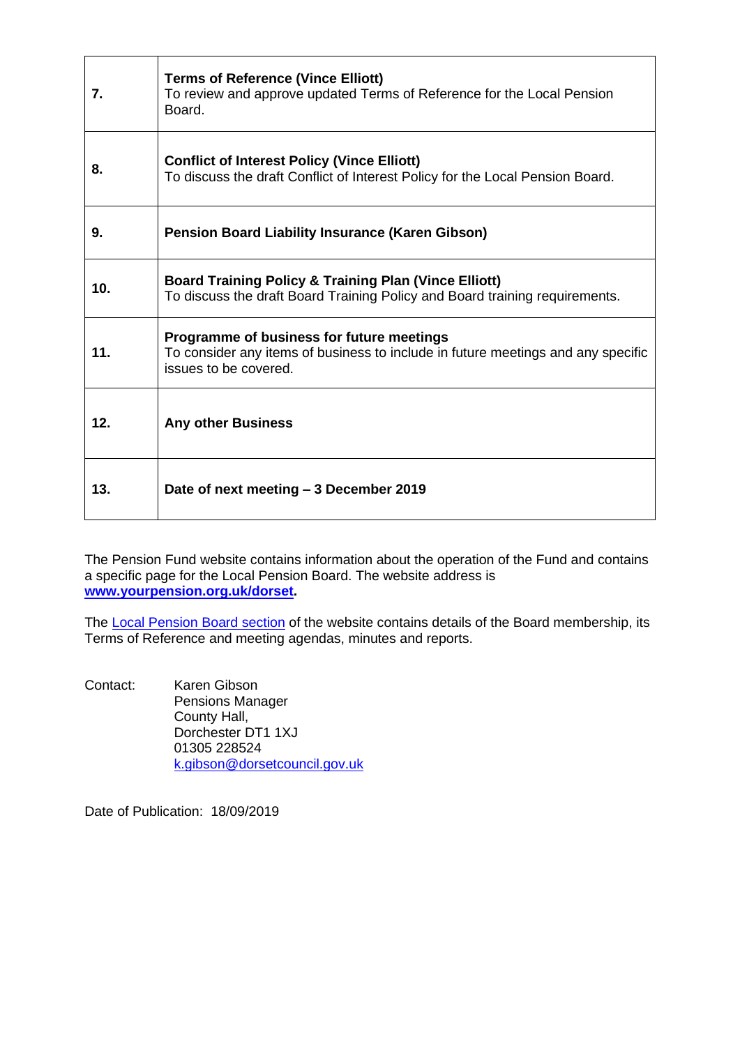| | |
|---|---|
| **7.** | **Terms of Reference (Vince Elliott)**<br>To review and approve updated Terms of Reference for the Local Pension Board. |
| **8.** | **Conflict of Interest Policy (Vince Elliott)**<br>To discuss the draft Conflict of Interest Policy for the Local Pension Board. |
| **9.** | **Pension Board Liability Insurance (Karen Gibson)** |
| **10.** | **Board Training Policy & Training Plan (Vince Elliott)**<br>To discuss the draft Board Training Policy and Board training requirements. |
| **11.** | **Programme of business for future meetings**<br>To consider any items of business to include in future meetings and any specific issues to be covered. |
| **12.** | **Any other Business** |
| **13.** | **Date of next meeting – 3 December 2019** |

The Pension Fund website contains information about the operation of the Fund and contains a specific page for the Local Pension Board. The website address is **www.yourpension.org.uk/dorset.**

The Local Pension Board section of the website contains details of the Board membership, its Terms of Reference and meeting agendas, minutes and reports.

Contact: Karen Gibson
Pensions Manager
County Hall,
Dorchester DT1 1XJ
01305 228524
k.gibson@dorsetcouncil.gov.uk

Date of Publication: 18/09/2019